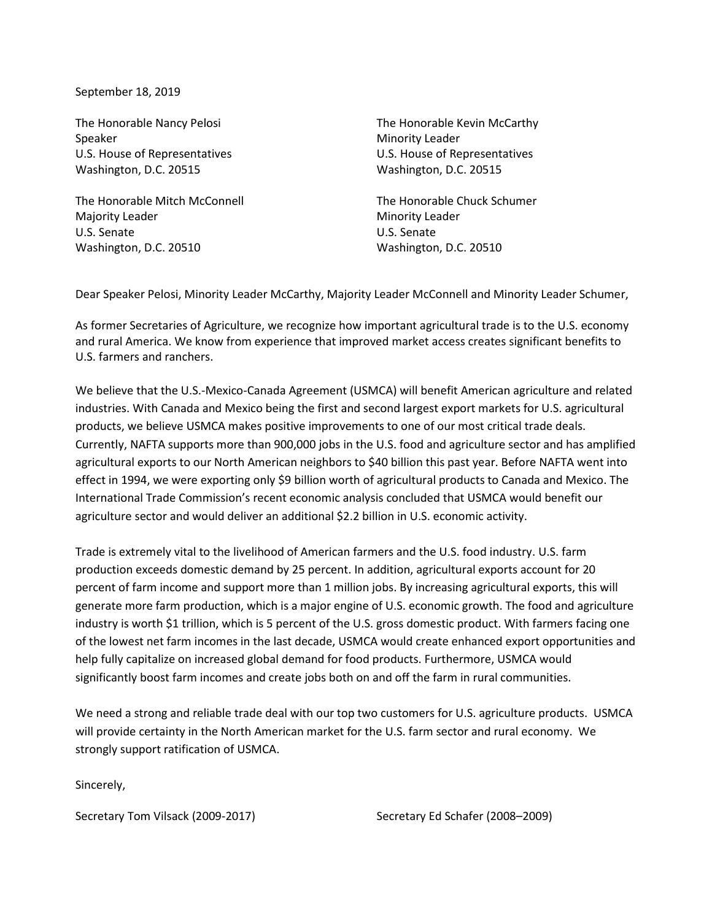September 18, 2019

The Honorable Nancy Pelosi
Speaker
U.S. House of Representatives
Washington, D.C. 20515

The Honorable Kevin McCarthy
Minority Leader
U.S. House of Representatives
Washington, D.C. 20515

The Honorable Mitch McConnell
Majority Leader
U.S. Senate
Washington, D.C. 20510

The Honorable Chuck Schumer
Minority Leader
U.S. Senate
Washington, D.C. 20510

Dear Speaker Pelosi, Minority Leader McCarthy, Majority Leader McConnell and Minority Leader Schumer,

As former Secretaries of Agriculture, we recognize how important agricultural trade is to the U.S. economy and rural America. We know from experience that improved market access creates significant benefits to U.S. farmers and ranchers.

We believe that the U.S.-Mexico-Canada Agreement (USMCA) will benefit American agriculture and related industries. With Canada and Mexico being the first and second largest export markets for U.S. agricultural products, we believe USMCA makes positive improvements to one of our most critical trade deals. Currently, NAFTA supports more than 900,000 jobs in the U.S. food and agriculture sector and has amplified agricultural exports to our North American neighbors to $40 billion this past year. Before NAFTA went into effect in 1994, we were exporting only $9 billion worth of agricultural products to Canada and Mexico. The International Trade Commission's recent economic analysis concluded that USMCA would benefit our agriculture sector and would deliver an additional $2.2 billion in U.S. economic activity.

Trade is extremely vital to the livelihood of American farmers and the U.S. food industry. U.S. farm production exceeds domestic demand by 25 percent. In addition, agricultural exports account for 20 percent of farm income and support more than 1 million jobs. By increasing agricultural exports, this will generate more farm production, which is a major engine of U.S. economic growth. The food and agriculture industry is worth $1 trillion, which is 5 percent of the U.S. gross domestic product. With farmers facing one of the lowest net farm incomes in the last decade, USMCA would create enhanced export opportunities and help fully capitalize on increased global demand for food products. Furthermore, USMCA would significantly boost farm incomes and create jobs both on and off the farm in rural communities.

We need a strong and reliable trade deal with our top two customers for U.S. agriculture products. USMCA will provide certainty in the North American market for the U.S. farm sector and rural economy. We strongly support ratification of USMCA.

Sincerely,

Secretary Tom Vilsack (2009-2017)

Secretary Ed Schafer (2008–2009)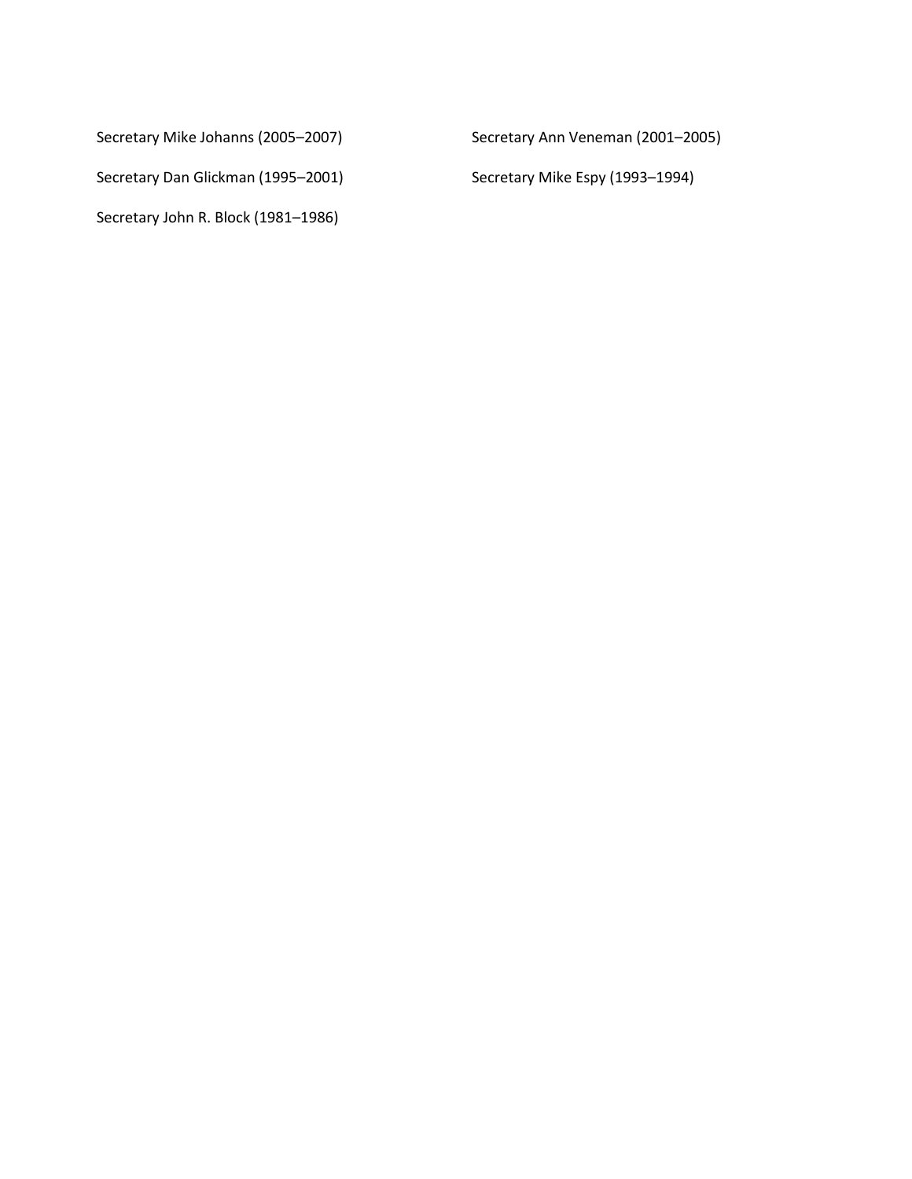Secretary Mike Johanns (2005–2007)

Secretary Ann Veneman (2001–2005)

Secretary Dan Glickman (1995–2001)

Secretary Mike Espy (1993–1994)

Secretary John R. Block (1981–1986)